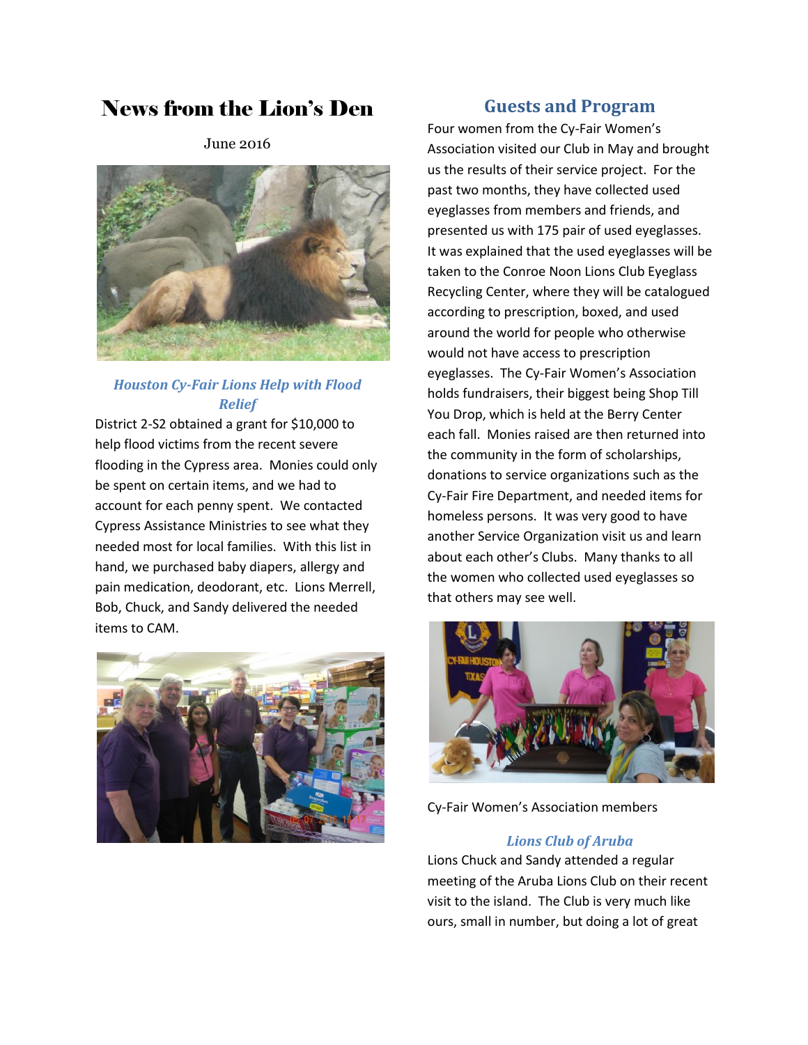# News from the Lion's Den

June 2016

### *Houston Cy-Fair Lions Help with Flood Relief*

District 2-S2 obtained a grant for $10,000 to help flood victims from the recent severe flooding in the Cypress area. Monies could only be spent on certain items, and we had to account for each penny spent. We contacted Cypress Assistance Ministries to see what they needed most for local families. With this list in hand, we purchased baby diapers, allergy and pain medication, deodorant, etc. Lions Merrell, Bob, Chuck, and Sandy delivered the needed items to CAM.

## Guests and Program

Four women from the Cy-Fair Women's Association visited our Club in May and brought us the results of their service project. For the past two months, they have collected used eyeglasses from members and friends, and presented us with 175 pair of used eyeglasses. It was explained that the used eyeglasses will be taken to the Conroe Noon Lions Club Eyeglass Recycling Center, where they will be catalogued according to prescription, boxed, and used around the world for people who otherwise would not have access to prescription eyeglasses. The Cy-Fair Women's Association holds fundraisers, their biggest being Shop Till You Drop, which is held at the Berry Center each fall. Monies raised are then returned into the community in the form of scholarships, donations to service organizations such as the Cy-Fair Fire Department, and needed items for homeless persons. It was very good to have another Service Organization visit us and learn about each other's Clubs. Many thanks to all the women who collected used eyeglasses so that others may see well.

Cy-Fair Women's Association members

### *Lions Club of Aruba*

Lions Chuck and Sandy attended a regular meeting of the Aruba Lions Club on their recent visit to the island. The Club is very much like ours, small in number, but doing a lot of great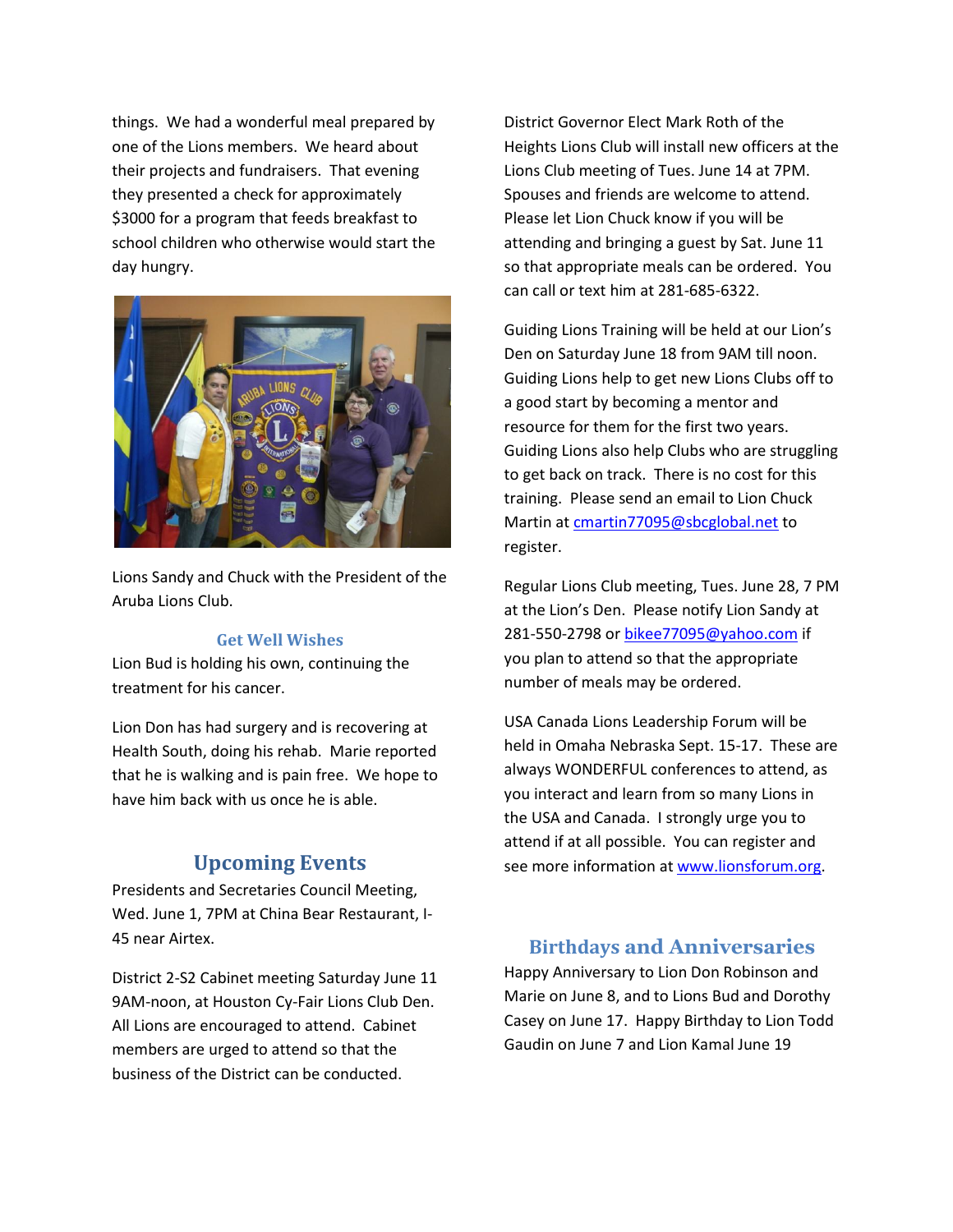things. We had a wonderful meal prepared by one of the Lions members. We heard about their projects and fundraisers. That evening they presented a check for approximately $3000 for a program that feeds breakfast to school children who otherwise would start the day hungry.

Lions Sandy and Chuck with the President of the Aruba Lions Club.

### Get Well Wishes

Lion Bud is holding his own, continuing the treatment for his cancer.

Lion Don has had surgery and is recovering at Health South, doing his rehab. Marie reported that he is walking and is pain free. We hope to have him back with us once he is able.

## Upcoming Events

Presidents and Secretaries Council Meeting, Wed. June 1, 7PM at China Bear Restaurant, I-45 near Airtex.

District 2-S2 Cabinet meeting Saturday June 11 9AM-noon, at Houston Cy-Fair Lions Club Den. All Lions are encouraged to attend. Cabinet members are urged to attend so that the business of the District can be conducted.

District Governor Elect Mark Roth of the Heights Lions Club will install new officers at the Lions Club meeting of Tues. June 14 at 7PM. Spouses and friends are welcome to attend. Please let Lion Chuck know if you will be attending and bringing a guest by Sat. June 11 so that appropriate meals can be ordered. You can call or text him at 281-685-6322.

Guiding Lions Training will be held at our Lion's Den on Saturday June 18 from 9AM till noon. Guiding Lions help to get new Lions Clubs off to a good start by becoming a mentor and resource for them for the first two years. Guiding Lions also help Clubs who are struggling to get back on track. There is no cost for this training. Please send an email to Lion Chuck Martin at cmartin77095@sbcglobal.net to register.

Regular Lions Club meeting, Tues. June 28, 7 PM at the Lion's Den. Please notify Lion Sandy at 281-550-2798 or bikee77095@yahoo.com if you plan to attend so that the appropriate number of meals may be ordered.

USA Canada Lions Leadership Forum will be held in Omaha Nebraska Sept. 15-17. These are always WONDERFUL conferences to attend, as you interact and learn from so many Lions in the USA and Canada. I strongly urge you to attend if at all possible. You can register and see more information at www.lionsforum.org.

## Birthdays and Anniversaries

Happy Anniversary to Lion Don Robinson and Marie on June 8, and to Lions Bud and Dorothy Casey on June 17. Happy Birthday to Lion Todd Gaudin on June 7 and Lion Kamal June 19